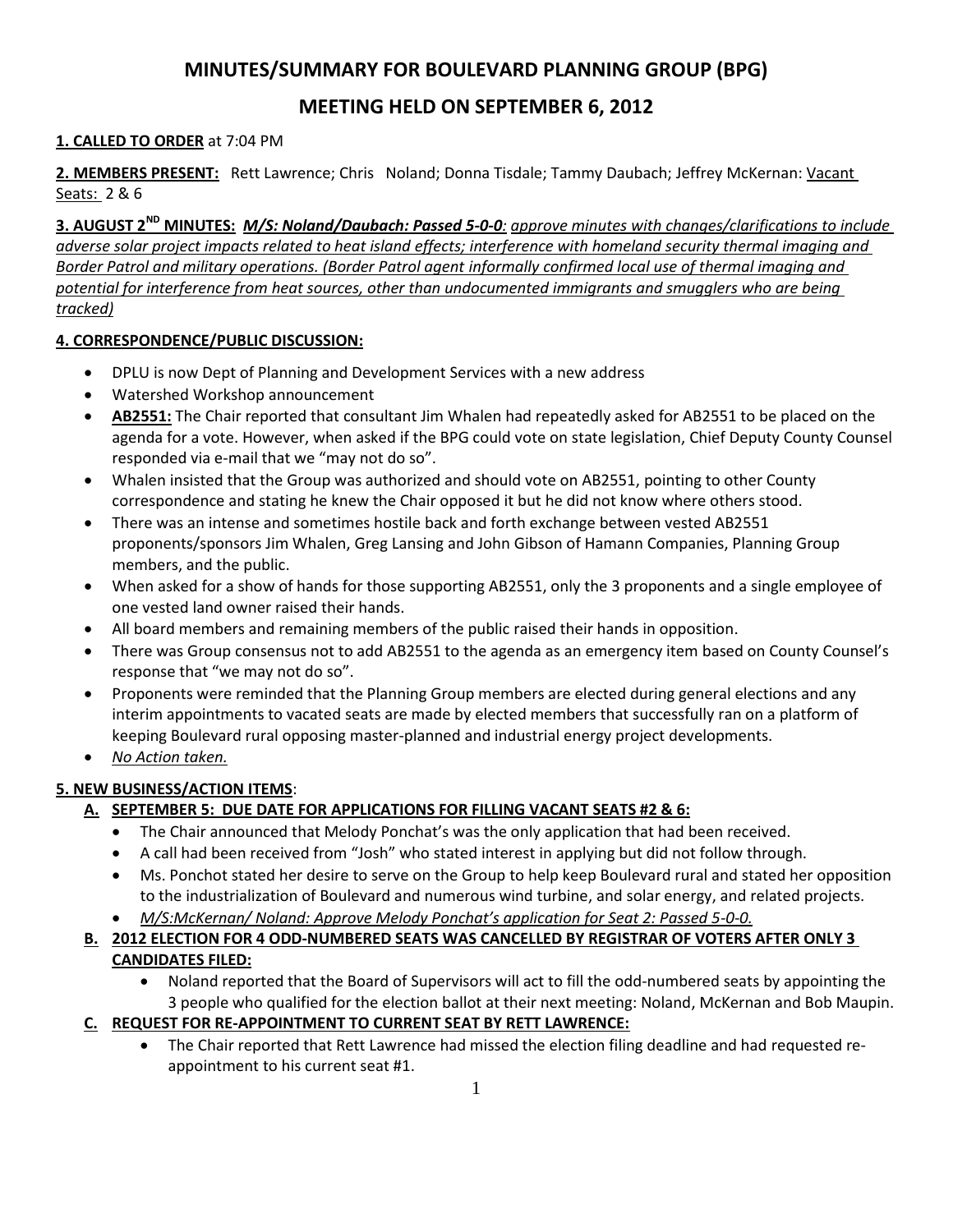# MINUTES/SUMMARY FOR BOULEVARD PLANNING GROUP (BPG)

## MEETING HELD ON SEPTEMBER 6, 2012

**1. CALLED TO ORDER** at 7:04 PM

**2. MEMBERS PRESENT:** Rett Lawrence; Chris Noland; Donna Tisdale; Tammy Daubach; Jeffrey McKernan: Vacant Seats: 2 & 6

**3. AUGUST 2ND MINUTES:** ***M/S: Noland/Daubach: Passed 5-0-0:*** *approve minutes with changes/clarifications to include adverse solar project impacts related to heat island effects; interference with homeland security thermal imaging and Border Patrol and military operations. (Border Patrol agent informally confirmed local use of thermal imaging and potential for interference from heat sources, other than undocumented immigrants and smugglers who are being tracked)*

**4. CORRESPONDENCE/PUBLIC DISCUSSION:**

- DPLU is now Dept of Planning and Development Services with a new address
- Watershed Workshop announcement
- **AB2551:** The Chair reported that consultant Jim Whalen had repeatedly asked for AB2551 to be placed on the agenda for a vote. However, when asked if the BPG could vote on state legislation, Chief Deputy County Counsel responded via e-mail that we "may not do so".
- Whalen insisted that the Group was authorized and should vote on AB2551, pointing to other County correspondence and stating he knew the Chair opposed it but he did not know where others stood.
- There was an intense and sometimes hostile back and forth exchange between vested AB2551 proponents/sponsors Jim Whalen, Greg Lansing and John Gibson of Hamann Companies, Planning Group members, and the public.
- When asked for a show of hands for those supporting AB2551, only the 3 proponents and a single employee of one vested land owner raised their hands.
- All board members and remaining members of the public raised their hands in opposition.
- There was Group consensus not to add AB2551 to the agenda as an emergency item based on County Counsel's response that "we may not do so".
- Proponents were reminded that the Planning Group members are elected during general elections and any interim appointments to vacated seats are made by elected members that successfully ran on a platform of keeping Boulevard rural opposing master-planned and industrial energy project developments.
- *No Action taken.*

**5. NEW BUSINESS/ACTION ITEMS**:

**A. SEPTEMBER 5: DUE DATE FOR APPLICATIONS FOR FILLING VACANT SEATS #2 & 6:**

- The Chair announced that Melody Ponchat's was the only application that had been received.
- A call had been received from "Josh" who stated interest in applying but did not follow through.
- Ms. Ponchot stated her desire to serve on the Group to help keep Boulevard rural and stated her opposition to the industrialization of Boulevard and numerous wind turbine, and solar energy, and related projects.
- *M/S:McKernan/ Noland: Approve Melody Ponchat's application for Seat 2: Passed 5-0-0.*

**B. 2012 ELECTION FOR 4 ODD-NUMBERED SEATS WAS CANCELLED BY REGISTRAR OF VOTERS AFTER ONLY 3 CANDIDATES FILED:**

- Noland reported that the Board of Supervisors will act to fill the odd-numbered seats by appointing the 3 people who qualified for the election ballot at their next meeting: Noland, McKernan and Bob Maupin.

**C. REQUEST FOR RE-APPOINTMENT TO CURRENT SEAT BY RETT LAWRENCE:**

- The Chair reported that Rett Lawrence had missed the election filing deadline and had requested re-appointment to his current seat #1.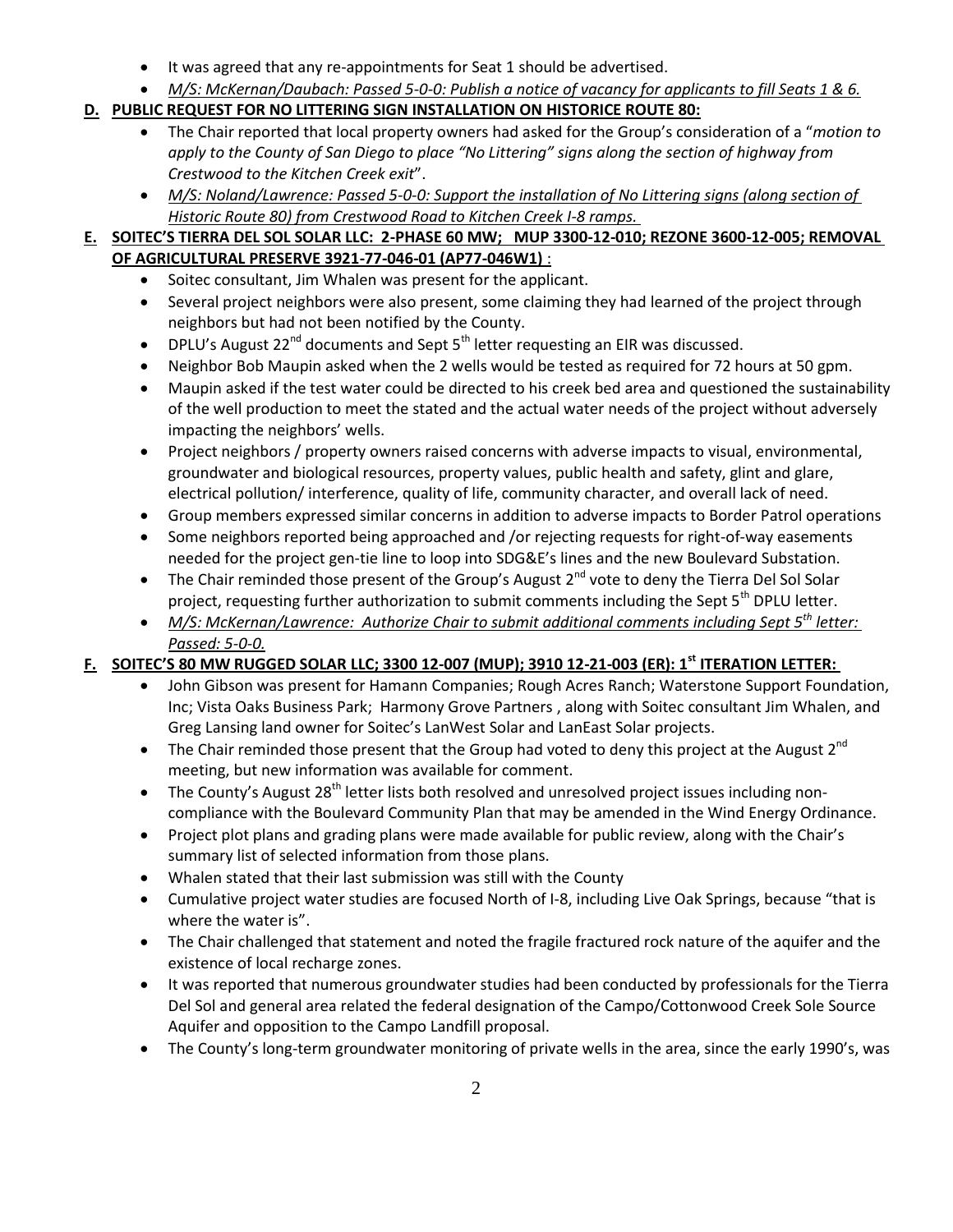- It was agreed that any re-appointments for Seat 1 should be advertised.
- *M/S: McKernan/Daubach: Passed 5-0-0: Publish a notice of vacancy for applicants to fill Seats 1 & 6.*

**D. PUBLIC REQUEST FOR NO LITTERING SIGN INSTALLATION ON HISTORICE ROUTE 80:**

- The Chair reported that local property owners had asked for the Group's consideration of a "*motion to apply to the County of San Diego to place "No Littering" signs along the section of highway from Crestwood to the Kitchen Creek exit*".
- *M/S: Noland/Lawrence: Passed 5-0-0: Support the installation of No Littering signs (along section of Historic Route 80) from Crestwood Road to Kitchen Creek I-8 ramps.*

**E. SOITEC'S TIERRA DEL SOL SOLAR LLC: 2-PHASE 60 MW; MUP 3300-12-010; REZONE 3600-12-005; REMOVAL OF AGRICULTURAL PRESERVE 3921-77-046-01 (AP77-046W1)** :

- Soitec consultant, Jim Whalen was present for the applicant.
- Several project neighbors were also present, some claiming they had learned of the project through neighbors but had not been notified by the County.
- DPLU's August 22nd documents and Sept 5th letter requesting an EIR was discussed.
- Neighbor Bob Maupin asked when the 2 wells would be tested as required for 72 hours at 50 gpm.
- Maupin asked if the test water could be directed to his creek bed area and questioned the sustainability of the well production to meet the stated and the actual water needs of the project without adversely impacting the neighbors' wells.
- Project neighbors / property owners raised concerns with adverse impacts to visual, environmental, groundwater and biological resources, property values, public health and safety, glint and glare, electrical pollution/ interference, quality of life, community character, and overall lack of need.
- Group members expressed similar concerns in addition to adverse impacts to Border Patrol operations
- Some neighbors reported being approached and /or rejecting requests for right-of-way easements needed for the project gen-tie line to loop into SDG&E's lines and the new Boulevard Substation.
- The Chair reminded those present of the Group's August 2nd vote to deny the Tierra Del Sol Solar project, requesting further authorization to submit comments including the Sept 5th DPLU letter.
- *M/S: McKernan/Lawrence: Authorize Chair to submit additional comments including Sept 5th letter: Passed: 5-0-0.*

**F. SOITEC'S 80 MW RUGGED SOLAR LLC; 3300 12-007 (MUP); 3910 12-21-003 (ER): 1st ITERATION LETTER:**

- John Gibson was present for Hamann Companies; Rough Acres Ranch; Waterstone Support Foundation, Inc; Vista Oaks Business Park; Harmony Grove Partners , along with Soitec consultant Jim Whalen, and Greg Lansing land owner for Soitec's LanWest Solar and LanEast Solar projects.
- The Chair reminded those present that the Group had voted to deny this project at the August 2nd meeting, but new information was available for comment.
- The County's August 28th letter lists both resolved and unresolved project issues including non-compliance with the Boulevard Community Plan that may be amended in the Wind Energy Ordinance.
- Project plot plans and grading plans were made available for public review, along with the Chair's summary list of selected information from those plans.
- Whalen stated that their last submission was still with the County
- Cumulative project water studies are focused North of I-8, including Live Oak Springs, because "that is where the water is".
- The Chair challenged that statement and noted the fragile fractured rock nature of the aquifer and the existence of local recharge zones.
- It was reported that numerous groundwater studies had been conducted by professionals for the Tierra Del Sol and general area related the federal designation of the Campo/Cottonwood Creek Sole Source Aquifer and opposition to the Campo Landfill proposal.
- The County's long-term groundwater monitoring of private wells in the area, since the early 1990's, was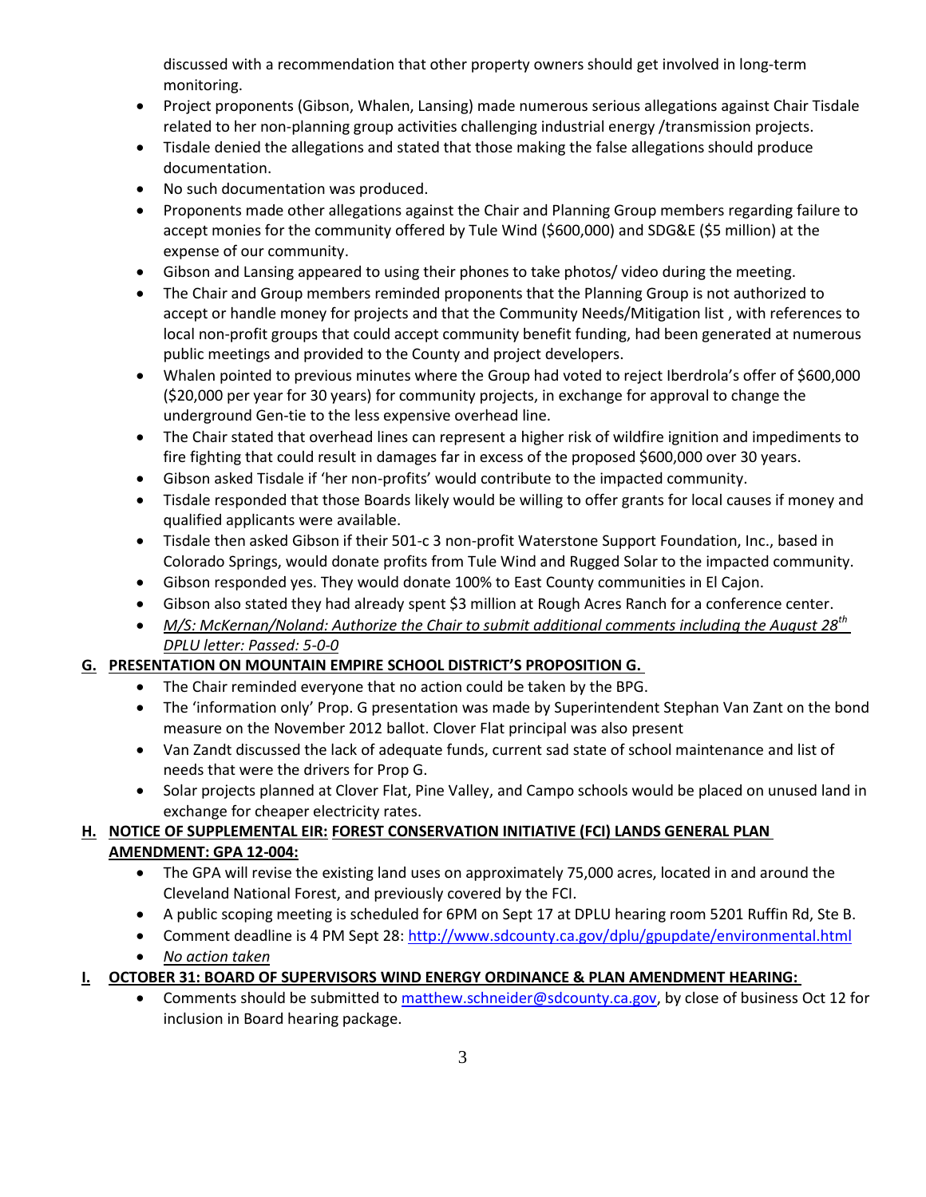discussed with a recommendation that other property owners should get involved in long-term monitoring.

- Project proponents (Gibson, Whalen, Lansing) made numerous serious allegations against Chair Tisdale related to her non-planning group activities challenging industrial energy /transmission projects.
- Tisdale denied the allegations and stated that those making the false allegations should produce documentation.
- No such documentation was produced.
- Proponents made other allegations against the Chair and Planning Group members regarding failure to accept monies for the community offered by Tule Wind ($600,000) and SDG&E ($5 million) at the expense of our community.
- Gibson and Lansing appeared to using their phones to take photos/ video during the meeting.
- The Chair and Group members reminded proponents that the Planning Group is not authorized to accept or handle money for projects and that the Community Needs/Mitigation list , with references to local non-profit groups that could accept community benefit funding, had been generated at numerous public meetings and provided to the County and project developers.
- Whalen pointed to previous minutes where the Group had voted to reject Iberdrola's offer of $600,000 ($20,000 per year for 30 years) for community projects, in exchange for approval to change the underground Gen-tie to the less expensive overhead line.
- The Chair stated that overhead lines can represent a higher risk of wildfire ignition and impediments to fire fighting that could result in damages far in excess of the proposed $600,000 over 30 years.
- Gibson asked Tisdale if 'her non-profits' would contribute to the impacted community.
- Tisdale responded that those Boards likely would be willing to offer grants for local causes if money and qualified applicants were available.
- Tisdale then asked Gibson if their 501-c 3 non-profit Waterstone Support Foundation, Inc., based in Colorado Springs, would donate profits from Tule Wind and Rugged Solar to the impacted community.
- Gibson responded yes. They would donate 100% to East County communities in El Cajon.
- Gibson also stated they had already spent $3 million at Rough Acres Ranch for a conference center.
- *M/S: McKernan/Noland: Authorize the Chair to submit additional comments including the August 28th DPLU letter: Passed: 5-0-0*

## G. PRESENTATION ON MOUNTAIN EMPIRE SCHOOL DISTRICT'S PROPOSITION G.

- The Chair reminded everyone that no action could be taken by the BPG.
- The 'information only' Prop. G presentation was made by Superintendent Stephan Van Zant on the bond measure on the November 2012 ballot. Clover Flat principal was also present
- Van Zandt discussed the lack of adequate funds, current sad state of school maintenance and list of needs that were the drivers for Prop G.
- Solar projects planned at Clover Flat, Pine Valley, and Campo schools would be placed on unused land in exchange for cheaper electricity rates.

## H. NOTICE OF SUPPLEMENTAL EIR: FOREST CONSERVATION INITIATIVE (FCI) LANDS GENERAL PLAN AMENDMENT: GPA 12-004:

- The GPA will revise the existing land uses on approximately 75,000 acres, located in and around the Cleveland National Forest, and previously covered by the FCI.
- A public scoping meeting is scheduled for 6PM on Sept 17 at DPLU hearing room 5201 Ruffin Rd, Ste B.
- Comment deadline is 4 PM Sept 28: http://www.sdcounty.ca.gov/dplu/gpupdate/environmental.html
- *No action taken*

## I. OCTOBER 31: BOARD OF SUPERVISORS WIND ENERGY ORDINANCE & PLAN AMENDMENT HEARING:

- Comments should be submitted to matthew.schneider@sdcounty.ca.gov, by close of business Oct 12 for inclusion in Board hearing package.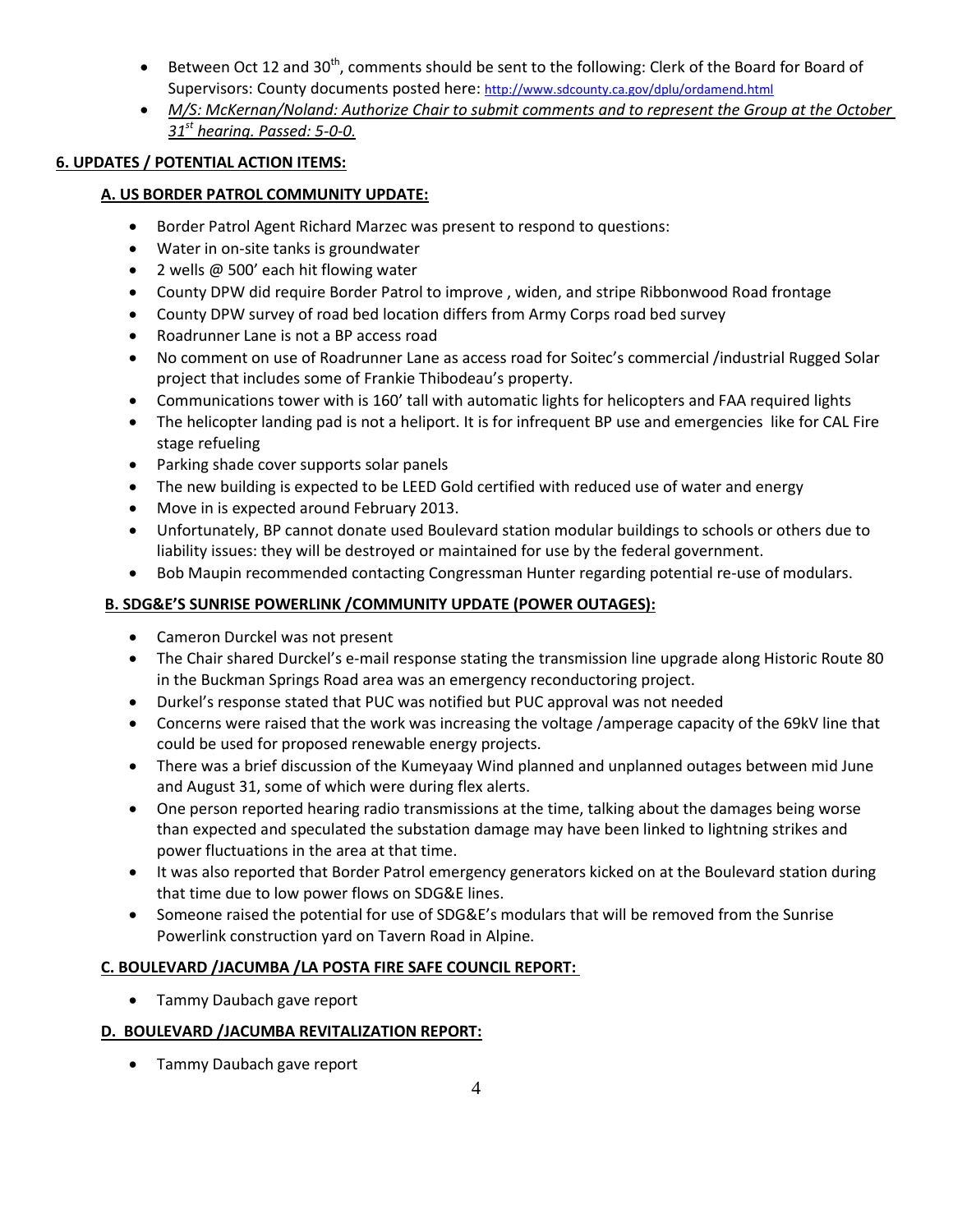- Between Oct 12 and 30th, comments should be sent to the following: Clerk of the Board for Board of Supervisors: County documents posted here: http://www.sdcounty.ca.gov/dplu/ordamend.html
- *M/S: McKernan/Noland: Authorize Chair to submit comments and to represent the Group at the October 31st hearing. Passed: 5-0-0.*

**6. UPDATES / POTENTIAL ACTION ITEMS:**

**A. US BORDER PATROL COMMUNITY UPDATE:**

- Border Patrol Agent Richard Marzec was present to respond to questions:
- Water in on-site tanks is groundwater
- 2 wells @ 500' each hit flowing water
- County DPW did require Border Patrol to improve , widen, and stripe Ribbonwood Road frontage
- County DPW survey of road bed location differs from Army Corps road bed survey
- Roadrunner Lane is not a BP access road
- No comment on use of Roadrunner Lane as access road for Soitec's commercial /industrial Rugged Solar project that includes some of Frankie Thibodeau's property.
- Communications tower with is 160' tall with automatic lights for helicopters and FAA required lights
- The helicopter landing pad is not a heliport. It is for infrequent BP use and emergencies like for CAL Fire stage refueling
- Parking shade cover supports solar panels
- The new building is expected to be LEED Gold certified with reduced use of water and energy
- Move in is expected around February 2013.
- Unfortunately, BP cannot donate used Boulevard station modular buildings to schools or others due to liability issues: they will be destroyed or maintained for use by the federal government.
- Bob Maupin recommended contacting Congressman Hunter regarding potential re-use of modulars.

**B. SDG&E'S SUNRISE POWERLINK /COMMUNITY UPDATE (POWER OUTAGES):**

- Cameron Durckel was not present
- The Chair shared Durckel's e-mail response stating the transmission line upgrade along Historic Route 80 in the Buckman Springs Road area was an emergency reconductoring project.
- Durkel's response stated that PUC was notified but PUC approval was not needed
- Concerns were raised that the work was increasing the voltage /amperage capacity of the 69kV line that could be used for proposed renewable energy projects.
- There was a brief discussion of the Kumeyaay Wind planned and unplanned outages between mid June and August 31, some of which were during flex alerts.
- One person reported hearing radio transmissions at the time, talking about the damages being worse than expected and speculated the substation damage may have been linked to lightning strikes and power fluctuations in the area at that time.
- It was also reported that Border Patrol emergency generators kicked on at the Boulevard station during that time due to low power flows on SDG&E lines.
- Someone raised the potential for use of SDG&E's modulars that will be removed from the Sunrise Powerlink construction yard on Tavern Road in Alpine.

**C. BOULEVARD /JACUMBA /LA POSTA FIRE SAFE COUNCIL REPORT:**

- Tammy Daubach gave report

**D. BOULEVARD /JACUMBA REVITALIZATION REPORT:**

- Tammy Daubach gave report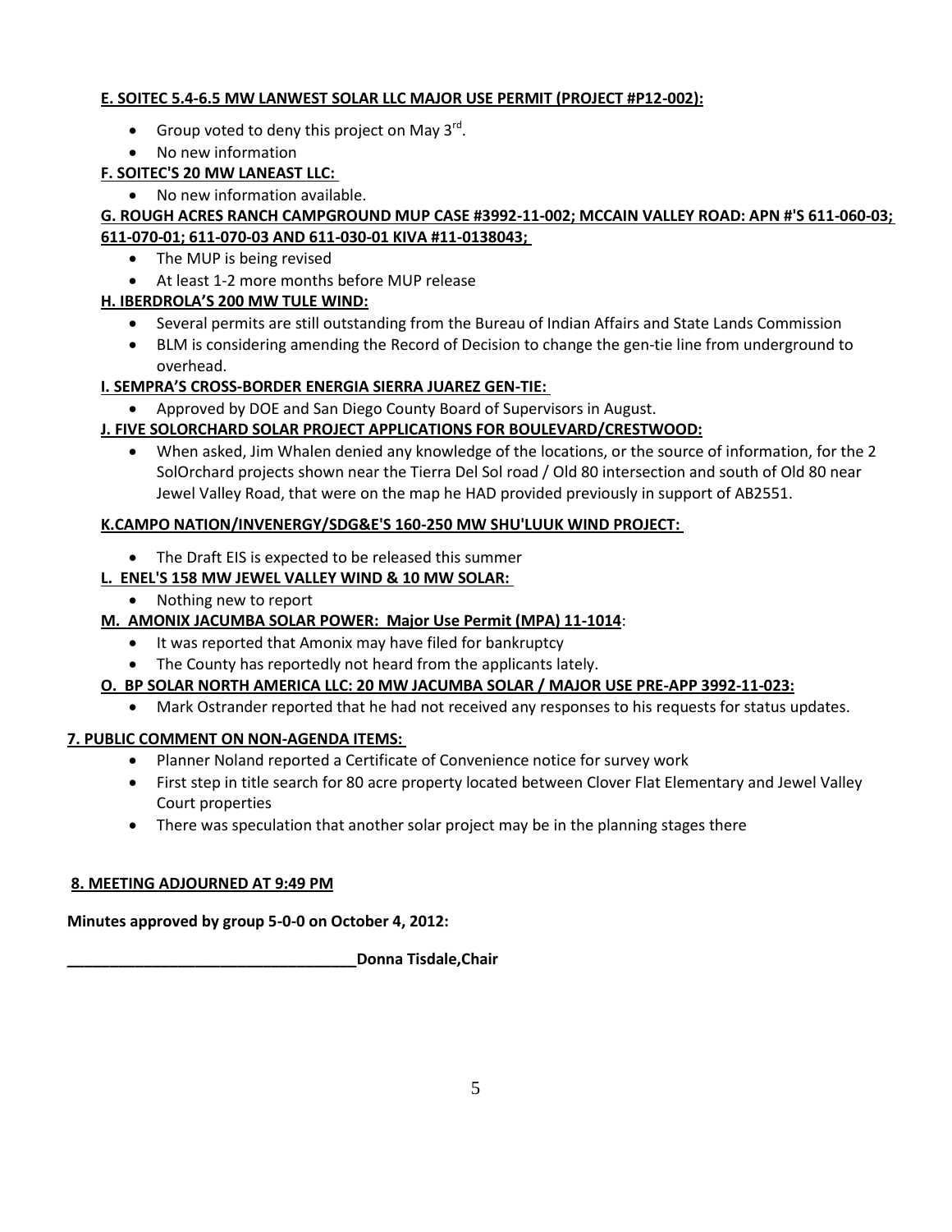**E. SOITEC 5.4-6.5 MW LANWEST SOLAR LLC MAJOR USE PERMIT (PROJECT #P12-002):**

- Group voted to deny this project on May 3rd.
- No new information

**F. SOITEC'S 20 MW LANEAST LLC:**

- No new information available.

**G. ROUGH ACRES RANCH CAMPGROUND MUP CASE #3992-11-002; MCCAIN VALLEY ROAD: APN #'S 611-060-03; 611-070-01; 611-070-03 AND 611-030-01 KIVA #11-0138043;**

- The MUP is being revised
- At least 1-2 more months before MUP release

**H. IBERDROLA'S 200 MW TULE WIND:**

- Several permits are still outstanding from the Bureau of Indian Affairs and State Lands Commission
- BLM is considering amending the Record of Decision to change the gen-tie line from underground to overhead.

**I. SEMPRA'S CROSS-BORDER ENERGIA SIERRA JUAREZ GEN-TIE:**

- Approved by DOE and San Diego County Board of Supervisors in August.

**J. FIVE SOLORCHARD SOLAR PROJECT APPLICATIONS FOR BOULEVARD/CRESTWOOD:**

- When asked, Jim Whalen denied any knowledge of the locations, or the source of information, for the 2 SolOrchard projects shown near the Tierra Del Sol road / Old 80 intersection and south of Old 80 near Jewel Valley Road, that were on the map he HAD provided previously in support of AB2551.

**K.CAMPO NATION/INVENERGY/SDG&E'S 160-250 MW SHU'LUUK WIND PROJECT:**

- The Draft EIS is expected to be released this summer

**L. ENEL'S 158 MW JEWEL VALLEY WIND & 10 MW SOLAR:**

- Nothing new to report

**M. AMONIX JACUMBA SOLAR POWER: Major Use Permit (MPA) 11-1014**:

- It was reported that Amonix may have filed for bankruptcy
- The County has reportedly not heard from the applicants lately.

**O. BP SOLAR NORTH AMERICA LLC: 20 MW JACUMBA SOLAR / MAJOR USE PRE-APP 3992-11-023:**

- Mark Ostrander reported that he had not received any responses to his requests for status updates.

**7. PUBLIC COMMENT ON NON-AGENDA ITEMS:**

- Planner Noland reported a Certificate of Convenience notice for survey work
- First step in title search for 80 acre property located between Clover Flat Elementary and Jewel Valley Court properties
- There was speculation that another solar project may be in the planning stages there

**8. MEETING ADJOURNED AT 9:49 PM**

**Minutes approved by group 5-0-0 on October 4, 2012:**

**___________________________________Donna Tisdale,Chair**